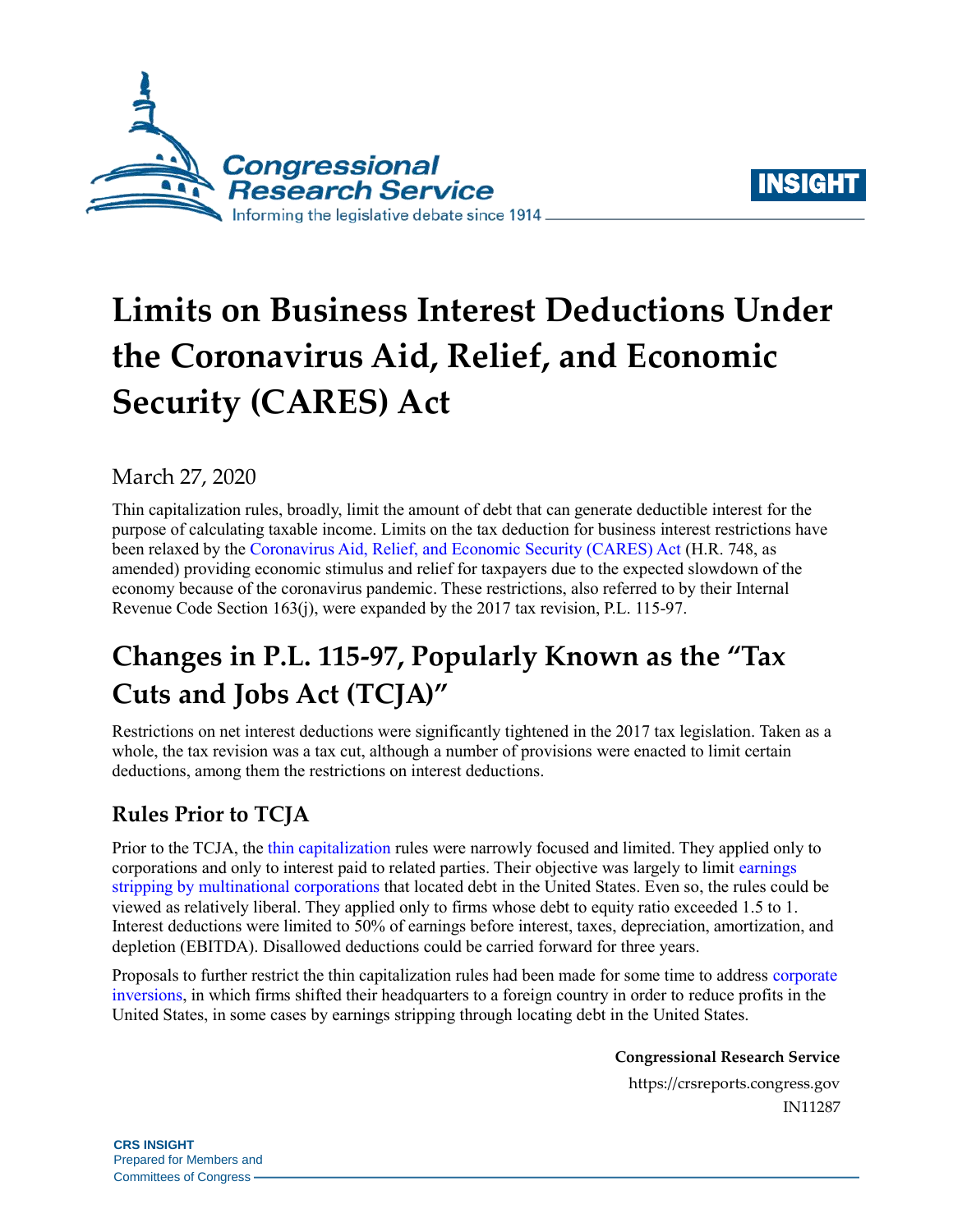# Limits on Business Interest Deductions Under the Coronavirus Aid, Relief, and Economic Security (CARES) Act

March 27, 2020

Thin capitalization rules, broadly, limit the amount of debt that can generate deductible interest for the purpose of calculating taxable income. Limits on the tax deduction for business interest restrictions have been relaxed by the Coronavirus Aid, Relief, and Economic Security (CARES) Act (H.R. 748, as amended) providing economic stimulus and relief for taxpayers due to the expected slowdown of the economy because of the coronavirus pandemic. These restrictions, also referred to by their Internal Revenue Code Section 163(j), were expanded by the 2017 tax revision, P.L. 115-97.

## Changes in P.L. 115-97, Popularly Known as the "Tax Cuts and Jobs Act (TCJA)"

Restrictions on net interest deductions were significantly tightened in the 2017 tax legislation. Taken as a whole, the tax revision was a tax cut, although a number of provisions were enacted to limit certain deductions, among them the restrictions on interest deductions.

### Rules Prior to TCJA

Prior to the TCJA, the thin capitalization rules were narrowly focused and limited. They applied only to corporations and only to interest paid to related parties. Their objective was largely to limit earnings stripping by multinational corporations that located debt in the United States. Even so, the rules could be viewed as relatively liberal. They applied only to firms whose debt to equity ratio exceeded 1.5 to 1. Interest deductions were limited to 50% of earnings before interest, taxes, depreciation, amortization, and depletion (EBITDA). Disallowed deductions could be carried forward for three years.

Proposals to further restrict the thin capitalization rules had been made for some time to address corporate inversions, in which firms shifted their headquarters to a foreign country in order to reduce profits in the United States, in some cases by earnings stripping through locating debt in the United States.

**Congressional Research Service**

https://crsreports.congress.gov

IN11287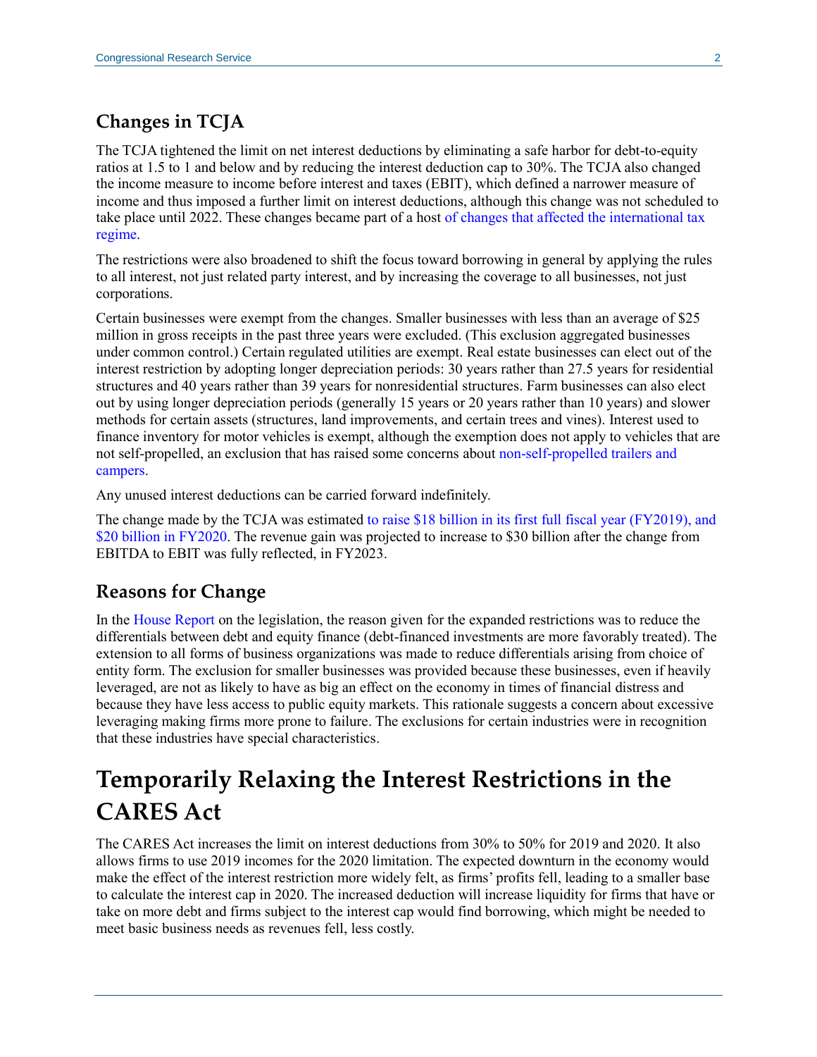## Changes in TCJA

The TCJA tightened the limit on net interest deductions by eliminating a safe harbor for debt-to-equity ratios at 1.5 to 1 and below and by reducing the interest deduction cap to 30%. The TCJA also changed the income measure to income before interest and taxes (EBIT), which defined a narrower measure of income and thus imposed a further limit on interest deductions, although this change was not scheduled to take place until 2022. These changes became part of a host of changes that affected the international tax regime.

The restrictions were also broadened to shift the focus toward borrowing in general by applying the rules to all interest, not just related party interest, and by increasing the coverage to all businesses, not just corporations.

Certain businesses were exempt from the changes. Smaller businesses with less than an average of $25 million in gross receipts in the past three years were excluded. (This exclusion aggregated businesses under common control.) Certain regulated utilities are exempt. Real estate businesses can elect out of the interest restriction by adopting longer depreciation periods: 30 years rather than 27.5 years for residential structures and 40 years rather than 39 years for nonresidential structures. Farm businesses can also elect out by using longer depreciation periods (generally 15 years or 20 years rather than 10 years) and slower methods for certain assets (structures, land improvements, and certain trees and vines). Interest used to finance inventory for motor vehicles is exempt, although the exemption does not apply to vehicles that are not self-propelled, an exclusion that has raised some concerns about non-self-propelled trailers and campers.

Any unused interest deductions can be carried forward indefinitely.

The change made by the TCJA was estimated to raise $18 billion in its first full fiscal year (FY2019), and $20 billion in FY2020. The revenue gain was projected to increase to $30 billion after the change from EBITDA to EBIT was fully reflected, in FY2023.

## Reasons for Change

In the House Report on the legislation, the reason given for the expanded restrictions was to reduce the differentials between debt and equity finance (debt-financed investments are more favorably treated). The extension to all forms of business organizations was made to reduce differentials arising from choice of entity form. The exclusion for smaller businesses was provided because these businesses, even if heavily leveraged, are not as likely to have as big an effect on the economy in times of financial distress and because they have less access to public equity markets. This rationale suggests a concern about excessive leveraging making firms more prone to failure. The exclusions for certain industries were in recognition that these industries have special characteristics.

# Temporarily Relaxing the Interest Restrictions in the CARES Act

The CARES Act increases the limit on interest deductions from 30% to 50% for 2019 and 2020. It also allows firms to use 2019 incomes for the 2020 limitation. The expected downturn in the economy would make the effect of the interest restriction more widely felt, as firms' profits fell, leading to a smaller base to calculate the interest cap in 2020. The increased deduction will increase liquidity for firms that have or take on more debt and firms subject to the interest cap would find borrowing, which might be needed to meet basic business needs as revenues fell, less costly.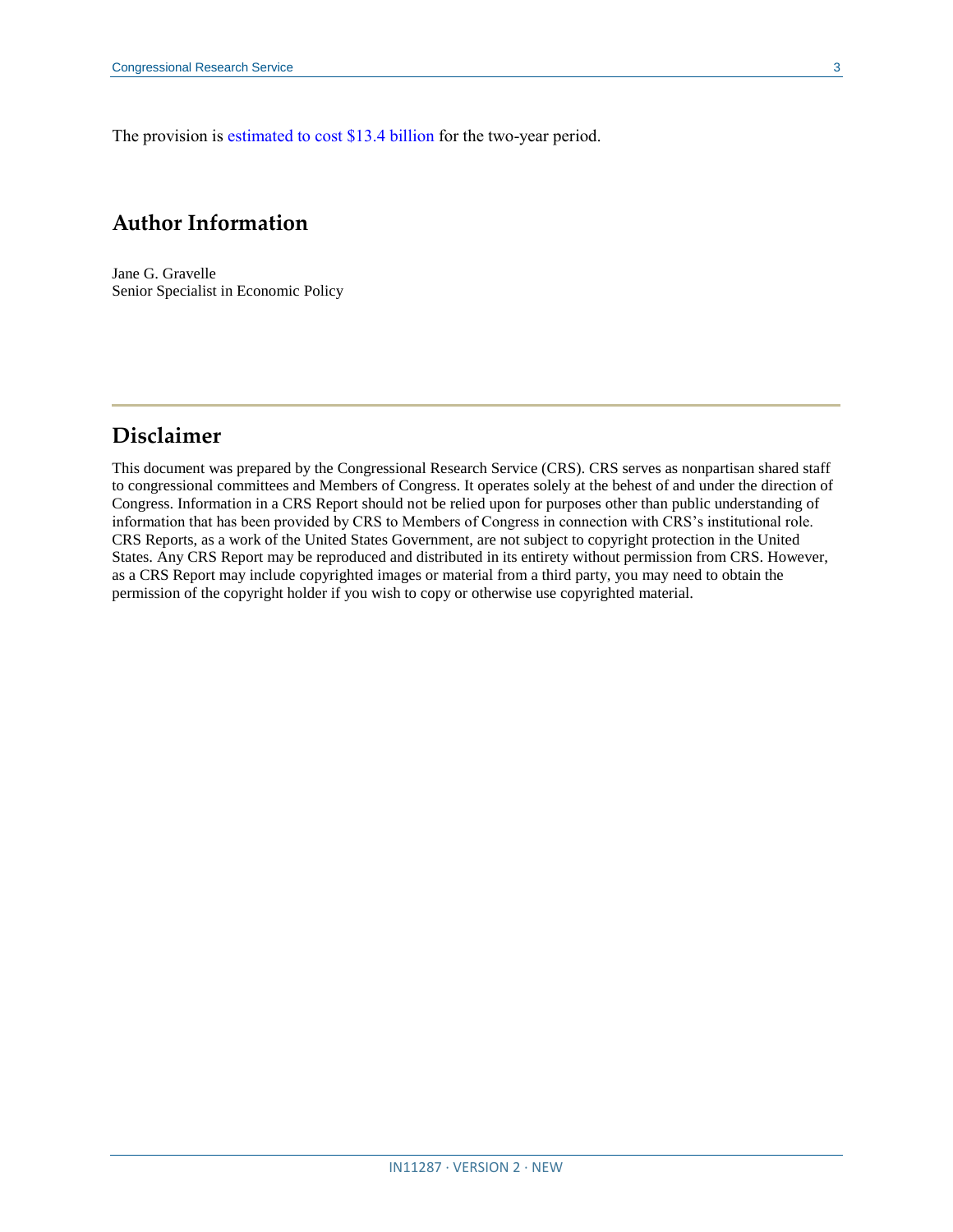The provision is estimated to cost $13.4 billion for the two-year period.

## Author Information

Jane G. Gravelle
Senior Specialist in Economic Policy

## Disclaimer

This document was prepared by the Congressional Research Service (CRS). CRS serves as nonpartisan shared staff to congressional committees and Members of Congress. It operates solely at the behest of and under the direction of Congress. Information in a CRS Report should not be relied upon for purposes other than public understanding of information that has been provided by CRS to Members of Congress in connection with CRS's institutional role. CRS Reports, as a work of the United States Government, are not subject to copyright protection in the United States. Any CRS Report may be reproduced and distributed in its entirety without permission from CRS. However, as a CRS Report may include copyrighted images or material from a third party, you may need to obtain the permission of the copyright holder if you wish to copy or otherwise use copyrighted material.